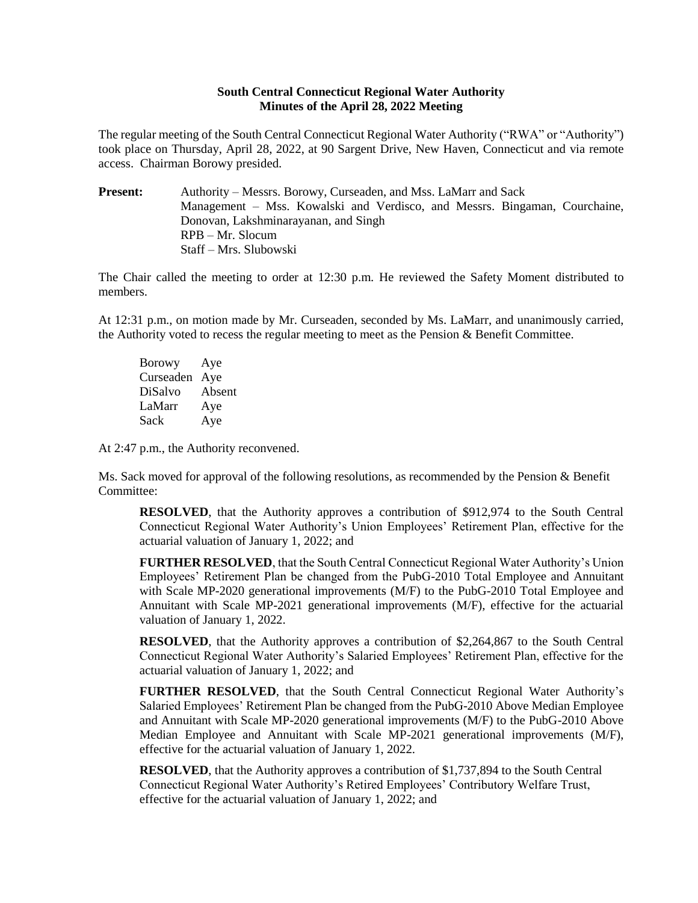**South Central Connecticut Regional Water Authority**
**Minutes of the April 28, 2022 Meeting**

The regular meeting of the South Central Connecticut Regional Water Authority ("RWA" or "Authority") took place on Thursday, April 28, 2022, at 90 Sargent Drive, New Haven, Connecticut and via remote access. Chairman Borowy presided.

**Present:** Authority – Messrs. Borowy, Curseaden, and Mss. LaMarr and Sack
Management – Mss. Kowalski and Verdisco, and Messrs. Bingaman, Courchaine, Donovan, Lakshminarayanan, and Singh
RPB – Mr. Slocum
Staff – Mrs. Slubowski

The Chair called the meeting to order at 12:30 p.m. He reviewed the Safety Moment distributed to members.

At 12:31 p.m., on motion made by Mr. Curseaden, seconded by Ms. LaMarr, and unanimously carried, the Authority voted to recess the regular meeting to meet as the Pension & Benefit Committee.

| | |
|---|---|
| Borowy | Aye |
| Curseaden | Aye |
| DiSalvo | Absent |
| LaMarr | Aye |
| Sack | Aye |

At 2:47 p.m., the Authority reconvened.

Ms. Sack moved for approval of the following resolutions, as recommended by the Pension & Benefit Committee:

> **RESOLVED**, that the Authority approves a contribution of $912,974 to the South Central Connecticut Regional Water Authority's Union Employees' Retirement Plan, effective for the actuarial valuation of January 1, 2022; and
>
> **FURTHER RESOLVED**, that the South Central Connecticut Regional Water Authority's Union Employees' Retirement Plan be changed from the PubG-2010 Total Employee and Annuitant with Scale MP-2020 generational improvements (M/F) to the PubG-2010 Total Employee and Annuitant with Scale MP-2021 generational improvements (M/F), effective for the actuarial valuation of January 1, 2022.
>
> **RESOLVED**, that the Authority approves a contribution of $2,264,867 to the South Central Connecticut Regional Water Authority's Salaried Employees' Retirement Plan, effective for the actuarial valuation of January 1, 2022; and
>
> **FURTHER RESOLVED**, that the South Central Connecticut Regional Water Authority's Salaried Employees' Retirement Plan be changed from the PubG-2010 Above Median Employee and Annuitant with Scale MP-2020 generational improvements (M/F) to the PubG-2010 Above Median Employee and Annuitant with Scale MP-2021 generational improvements (M/F), effective for the actuarial valuation of January 1, 2022.
>
> **RESOLVED**, that the Authority approves a contribution of $1,737,894 to the South Central Connecticut Regional Water Authority's Retired Employees' Contributory Welfare Trust, effective for the actuarial valuation of January 1, 2022; and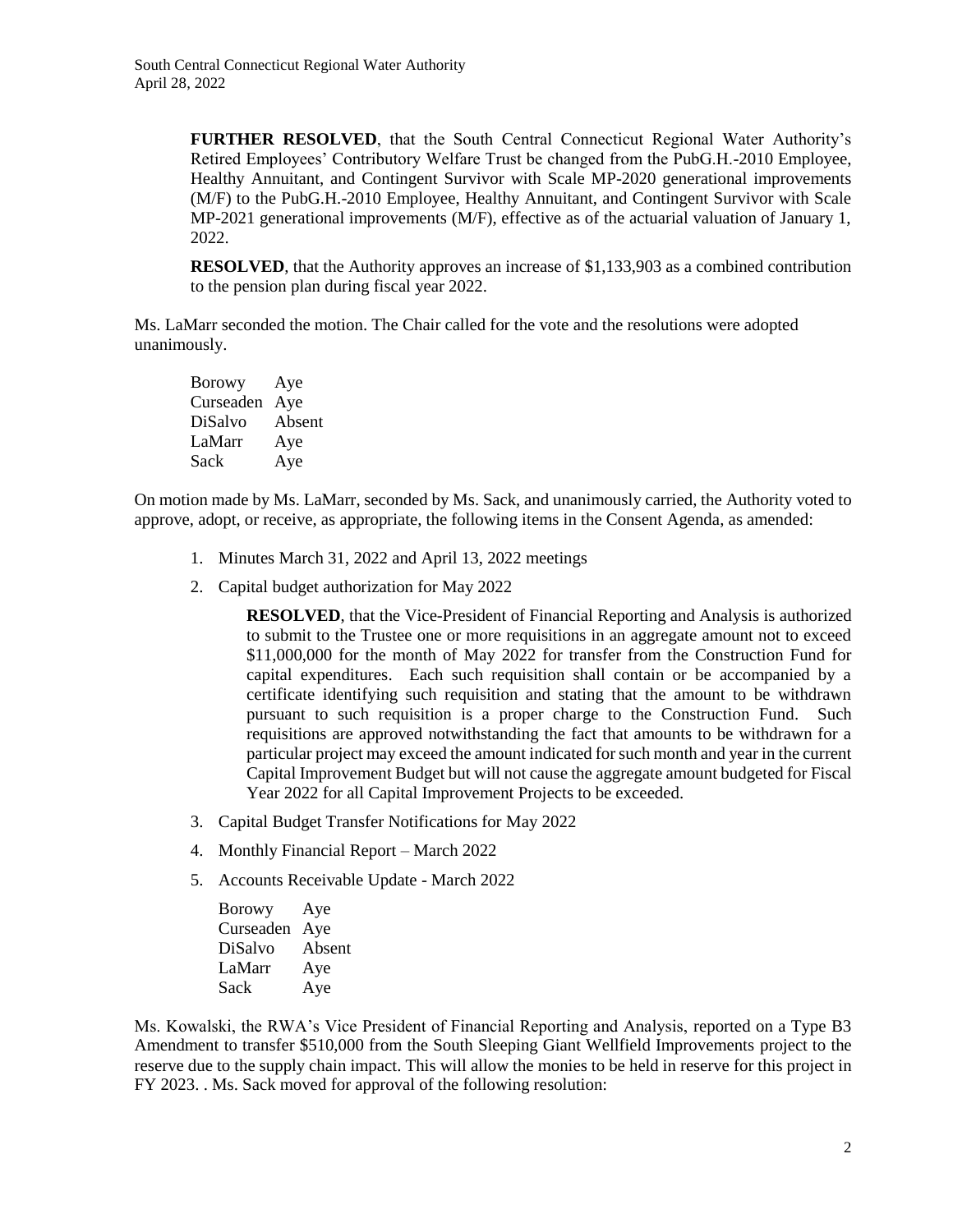**FURTHER RESOLVED**, that the South Central Connecticut Regional Water Authority's Retired Employees' Contributory Welfare Trust be changed from the PubG.H.-2010 Employee, Healthy Annuitant, and Contingent Survivor with Scale MP-2020 generational improvements (M/F) to the PubG.H.-2010 Employee, Healthy Annuitant, and Contingent Survivor with Scale MP-2021 generational improvements (M/F), effective as of the actuarial valuation of January 1, 2022.

**RESOLVED**, that the Authority approves an increase of $1,133,903 as a combined contribution to the pension plan during fiscal year 2022.

Ms. LaMarr seconded the motion. The Chair called for the vote and the resolutions were adopted unanimously.

| | |
|---|---|
| Borowy | Aye |
| Curseaden | Aye |
| DiSalvo | Absent |
| LaMarr | Aye |
| Sack | Aye |

On motion made by Ms. LaMarr, seconded by Ms. Sack, and unanimously carried, the Authority voted to approve, adopt, or receive, as appropriate, the following items in the Consent Agenda, as amended:

1. Minutes March 31, 2022 and April 13, 2022 meetings
2. Capital budget authorization for May 2022

   **RESOLVED**, that the Vice-President of Financial Reporting and Analysis is authorized to submit to the Trustee one or more requisitions in an aggregate amount not to exceed $11,000,000 for the month of May 2022 for transfer from the Construction Fund for capital expenditures. Each such requisition shall contain or be accompanied by a certificate identifying such requisition and stating that the amount to be withdrawn pursuant to such requisition is a proper charge to the Construction Fund. Such requisitions are approved notwithstanding the fact that amounts to be withdrawn for a particular project may exceed the amount indicated for such month and year in the current Capital Improvement Budget but will not cause the aggregate amount budgeted for Fiscal Year 2022 for all Capital Improvement Projects to be exceeded.

3. Capital Budget Transfer Notifications for May 2022
4. Monthly Financial Report – March 2022
5. Accounts Receivable Update - March 2022

| | |
|---|---|
| Borowy | Aye |
| Curseaden | Aye |
| DiSalvo | Absent |
| LaMarr | Aye |
| Sack | Aye |

Ms. Kowalski, the RWA's Vice President of Financial Reporting and Analysis, reported on a Type B3 Amendment to transfer $510,000 from the South Sleeping Giant Wellfield Improvements project to the reserve due to the supply chain impact. This will allow the monies to be held in reserve for this project in FY 2023. . Ms. Sack moved for approval of the following resolution: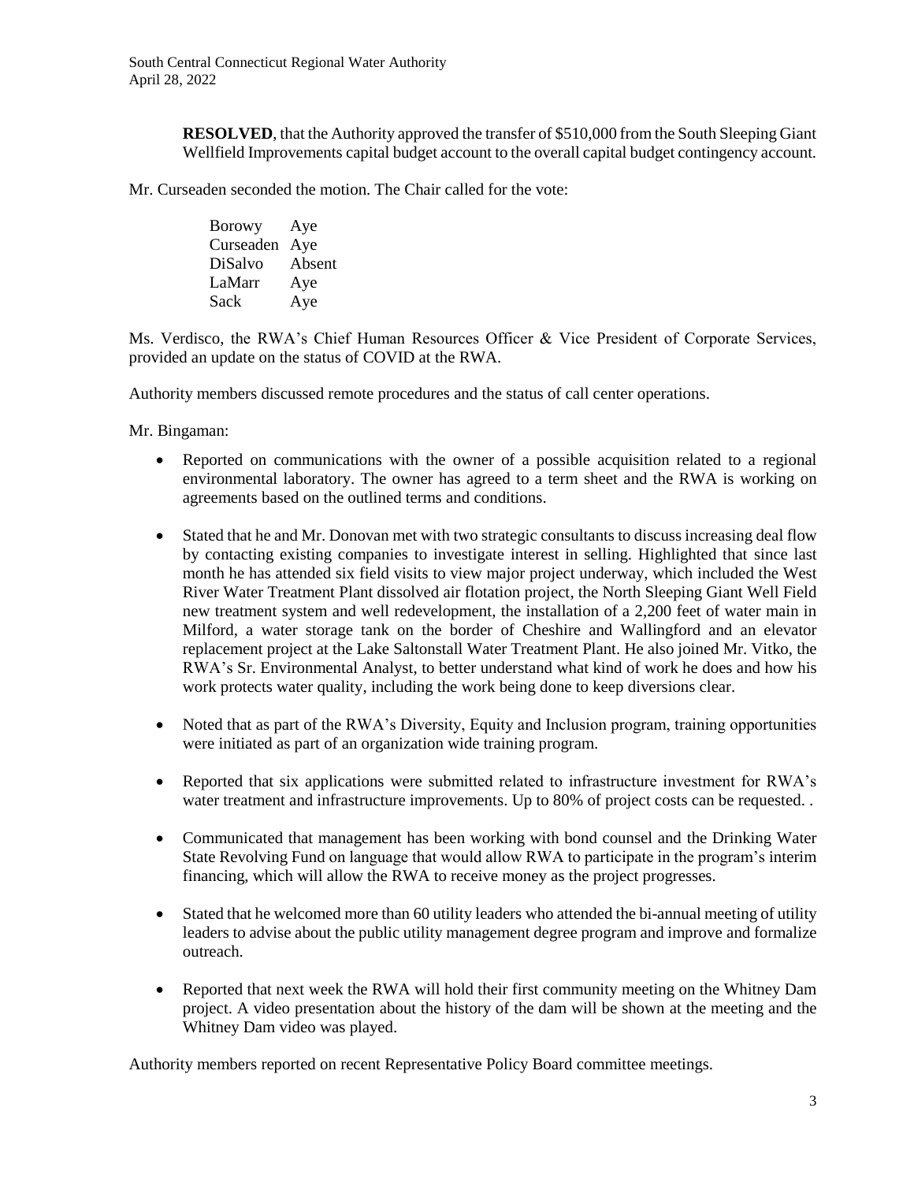**RESOLVED**, that the Authority approved the transfer of $510,000 from the South Sleeping Giant Wellfield Improvements capital budget account to the overall capital budget contingency account.

Mr. Curseaden seconded the motion. The Chair called for the vote:

| | |
|---|---|
| Borowy | Aye |
| Curseaden | Aye |
| DiSalvo | Absent |
| LaMarr | Aye |
| Sack | Aye |

Ms. Verdisco, the RWA's Chief Human Resources Officer & Vice President of Corporate Services, provided an update on the status of COVID at the RWA.

Authority members discussed remote procedures and the status of call center operations.

Mr. Bingaman:

- Reported on communications with the owner of a possible acquisition related to a regional environmental laboratory. The owner has agreed to a term sheet and the RWA is working on agreements based on the outlined terms and conditions.

- Stated that he and Mr. Donovan met with two strategic consultants to discuss increasing deal flow by contacting existing companies to investigate interest in selling. Highlighted that since last month he has attended six field visits to view major project underway, which included the West River Water Treatment Plant dissolved air flotation project, the North Sleeping Giant Well Field new treatment system and well redevelopment, the installation of a 2,200 feet of water main in Milford, a water storage tank on the border of Cheshire and Wallingford and an elevator replacement project at the Lake Saltonstall Water Treatment Plant. He also joined Mr. Vitko, the RWA's Sr. Environmental Analyst, to better understand what kind of work he does and how his work protects water quality, including the work being done to keep diversions clear.

- Noted that as part of the RWA's Diversity, Equity and Inclusion program, training opportunities were initiated as part of an organization wide training program.

- Reported that six applications were submitted related to infrastructure investment for RWA's water treatment and infrastructure improvements. Up to 80% of project costs can be requested. .

- Communicated that management has been working with bond counsel and the Drinking Water State Revolving Fund on language that would allow RWA to participate in the program's interim financing, which will allow the RWA to receive money as the project progresses.

- Stated that he welcomed more than 60 utility leaders who attended the bi-annual meeting of utility leaders to advise about the public utility management degree program and improve and formalize outreach.

- Reported that next week the RWA will hold their first community meeting on the Whitney Dam project. A video presentation about the history of the dam will be shown at the meeting and the Whitney Dam video was played.

Authority members reported on recent Representative Policy Board committee meetings.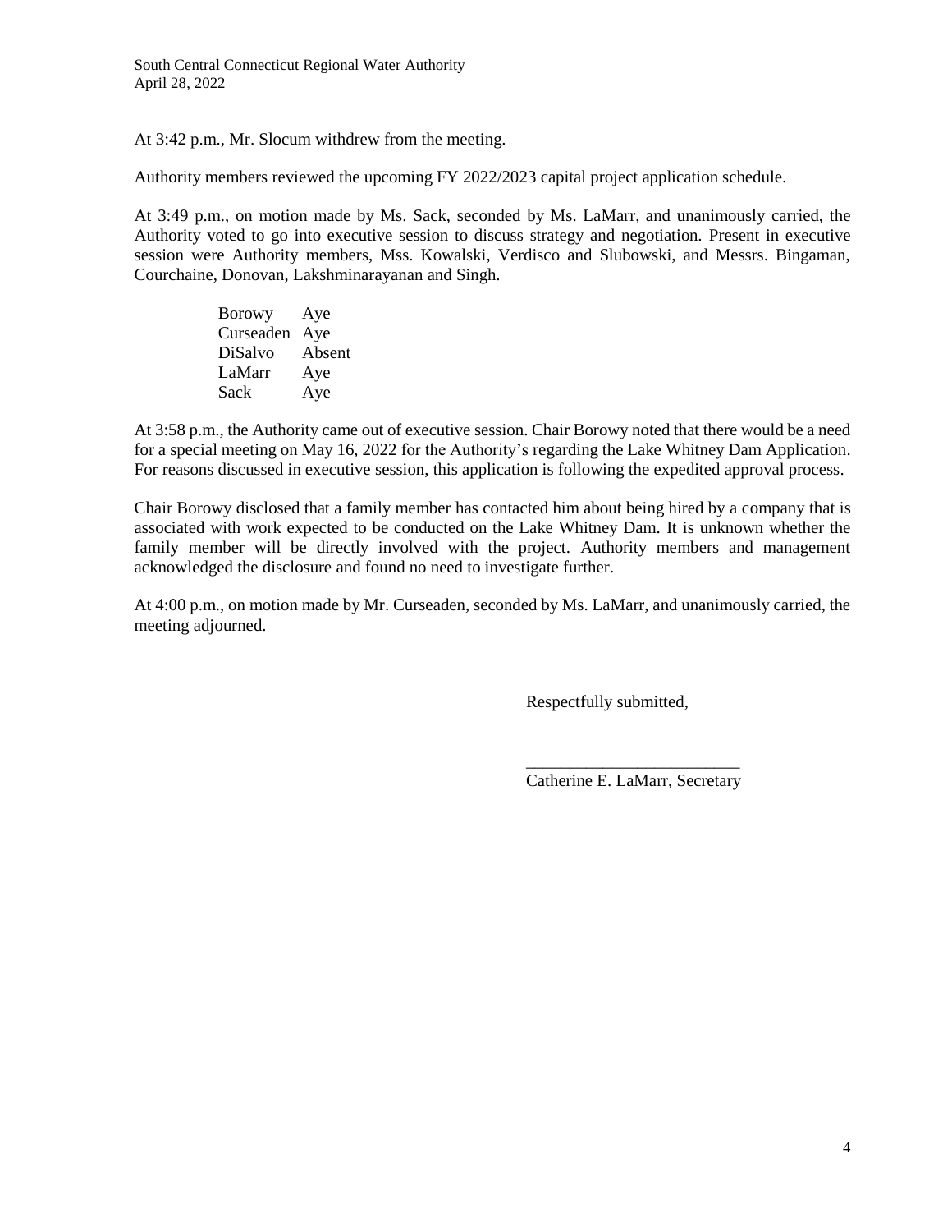At 3:42 p.m., Mr. Slocum withdrew from the meeting.

Authority members reviewed the upcoming FY 2022/2023 capital project application schedule.

At 3:49 p.m., on motion made by Ms. Sack, seconded by Ms. LaMarr, and unanimously carried, the Authority voted to go into executive session to discuss strategy and negotiation. Present in executive session were Authority members, Mss. Kowalski, Verdisco and Slubowski, and Messrs. Bingaman, Courchaine, Donovan, Lakshminarayanan and Singh.

| | |
|---|---|
| Borowy | Aye |
| Curseaden | Aye |
| DiSalvo | Absent |
| LaMarr | Aye |
| Sack | Aye |

At 3:58 p.m., the Authority came out of executive session. Chair Borowy noted that there would be a need for a special meeting on May 16, 2022 for the Authority's regarding the Lake Whitney Dam Application. For reasons discussed in executive session, this application is following the expedited approval process.

Chair Borowy disclosed that a family member has contacted him about being hired by a company that is associated with work expected to be conducted on the Lake Whitney Dam. It is unknown whether the family member will be directly involved with the project. Authority members and management acknowledged the disclosure and found no need to investigate further.

At 4:00 p.m., on motion made by Mr. Curseaden, seconded by Ms. LaMarr, and unanimously carried, the meeting adjourned.

Respectfully submitted,

_________________________

Catherine E. LaMarr, Secretary